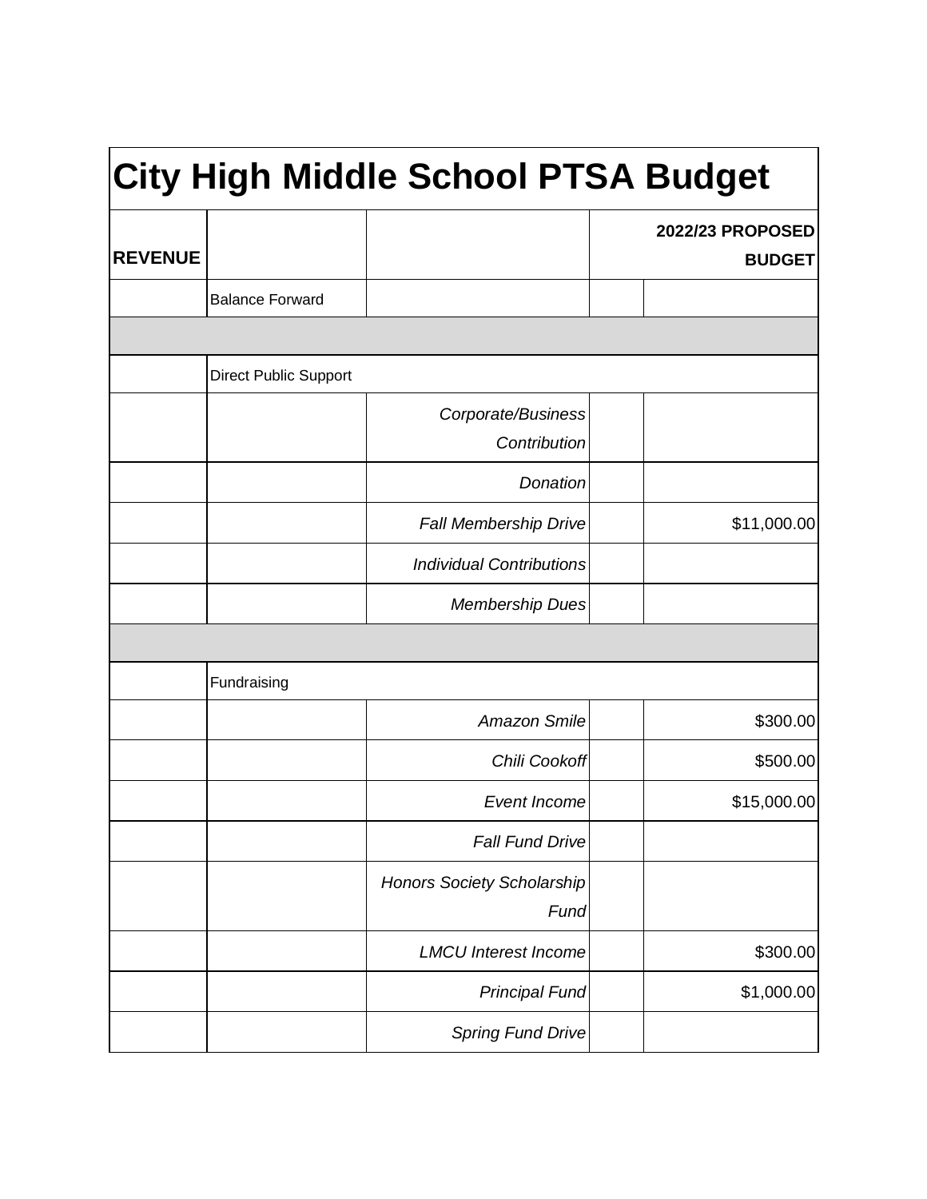# City High Middle School PTSA Budget

| REVENUE | | | | 2022/23 PROPOSED BUDGET |
|---|---|---|---|---|
| | Balance Forward | | | |
| | | | | |
| | Direct Public Support | | | |
| | | *Corporate/Business Contribution* | | |
| | | *Donation* | | |
| | | *Fall Membership Drive* | | $11,000.00 |
| | | *Individual Contributions* | | |
| | | *Membership Dues* | | |
| | | | | |
| | Fundraising | | | |
| | | *Amazon Smile* | | $300.00 |
| | | *Chili Cookoff* | | $500.00 |
| | | *Event Income* | | $15,000.00 |
| | | *Fall Fund Drive* | | |
| | | *Honors Society Scholarship Fund* | | |
| | | *LMCU Interest Income* | | $300.00 |
| | | *Principal Fund* | | $1,000.00 |
| | | *Spring Fund Drive* | | |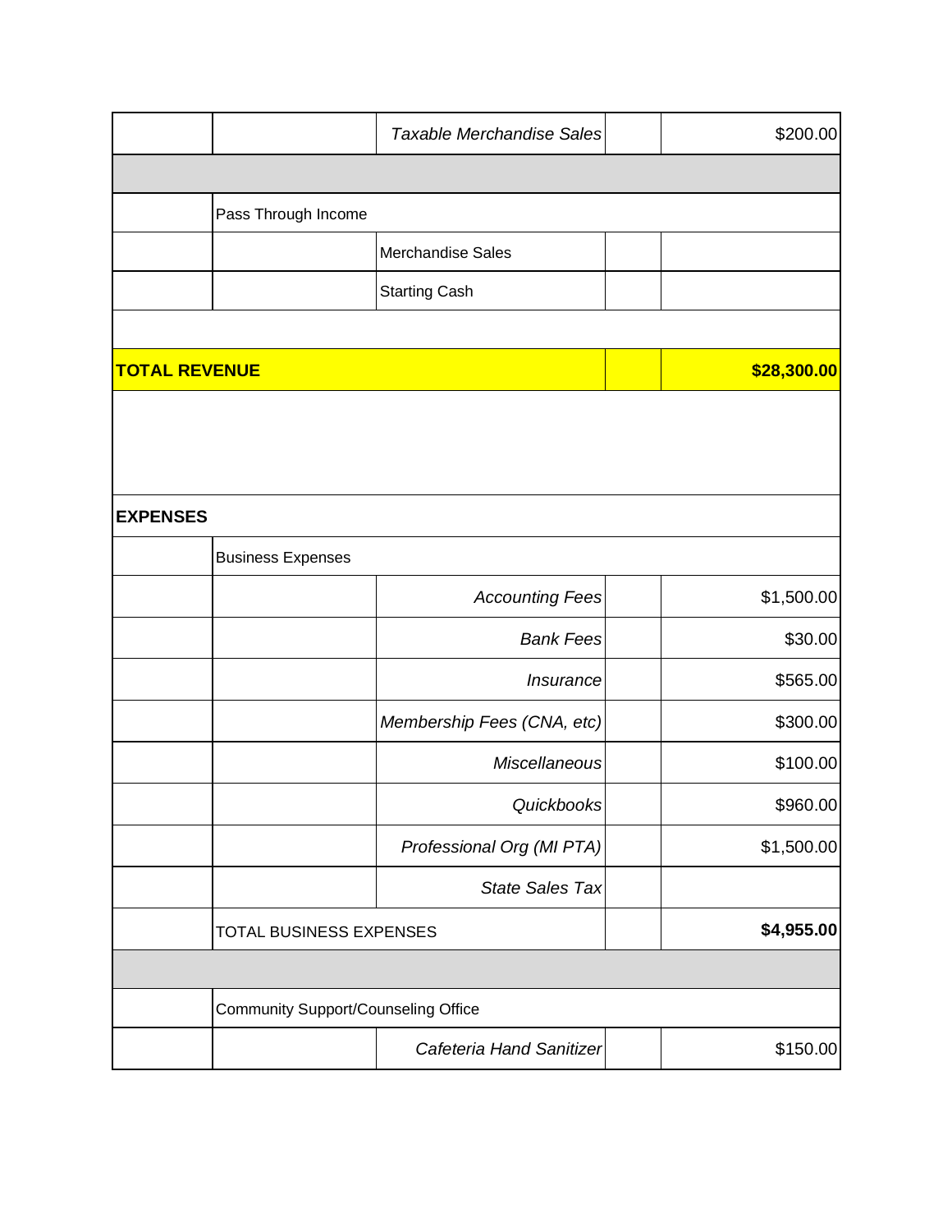| | | | | |
|---|---|---|---|---|
| | | *Taxable Merchandise Sales* | | $200.00 |
| | | | | |
| | Pass Through Income | | | |
| | | Merchandise Sales | | |
| | | Starting Cash | | |
| | | | | |
| **TOTAL REVENUE** | | | | **$28,300.00** |
| | | | | |
| **EXPENSES** | | | | |
| | Business Expenses | | | |
| | | *Accounting Fees* | | $1,500.00 |
| | | *Bank Fees* | | $30.00 |
| | | *Insurance* | | $565.00 |
| | | *Membership Fees (CNA, etc)* | | $300.00 |
| | | *Miscellaneous* | | $100.00 |
| | | *Quickbooks* | | $960.00 |
| | | *Professional Org (MI PTA)* | | $1,500.00 |
| | | *State Sales Tax* | | |
| | TOTAL BUSINESS EXPENSES | | | **$4,955.00** |
| | | | | |
| | Community Support/Counseling Office | | | |
| | | *Cafeteria Hand Sanitizer* | | $150.00 |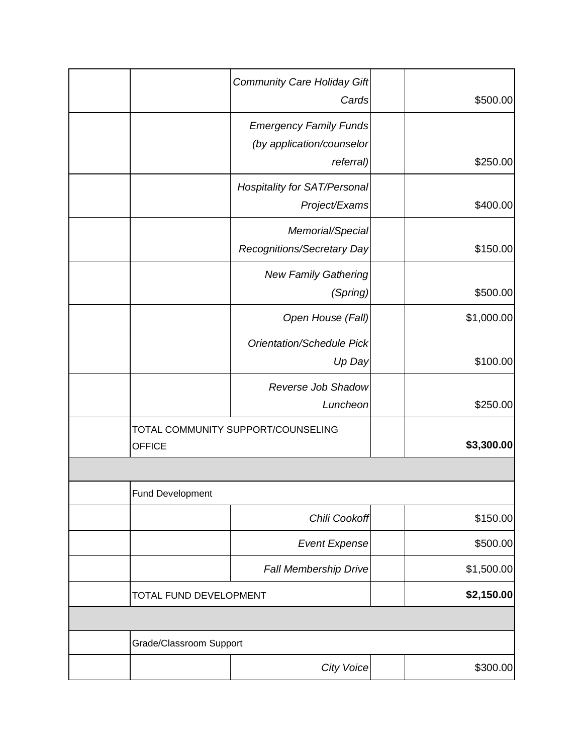| | | | | |
|---|---|---|---|---|
| | | *Community Care Holiday Gift Cards* | | $500.00 |
| | | *Emergency Family Funds (by application/counselor referral)* | | $250.00 |
| | | *Hospitality for SAT/Personal Project/Exams* | | $400.00 |
| | | *Memorial/Special Recognitions/Secretary Day* | | $150.00 |
| | | *New Family Gathering (Spring)* | | $500.00 |
| | | *Open House (Fall)* | | $1,000.00 |
| | | *Orientation/Schedule Pick Up Day* | | $100.00 |
| | | *Reverse Job Shadow Luncheon* | | $250.00 |
| | TOTAL COMMUNITY SUPPORT/COUNSELING OFFICE | | | **$3,300.00** |
| | | | | |
| | Fund Development | | | |
| | | *Chili Cookoff* | | $150.00 |
| | | *Event Expense* | | $500.00 |
| | | *Fall Membership Drive* | | $1,500.00 |
| | TOTAL FUND DEVELOPMENT | | | **$2,150.00** |
| | | | | |
| | Grade/Classroom Support | | | |
| | | *City Voice* | | $300.00 |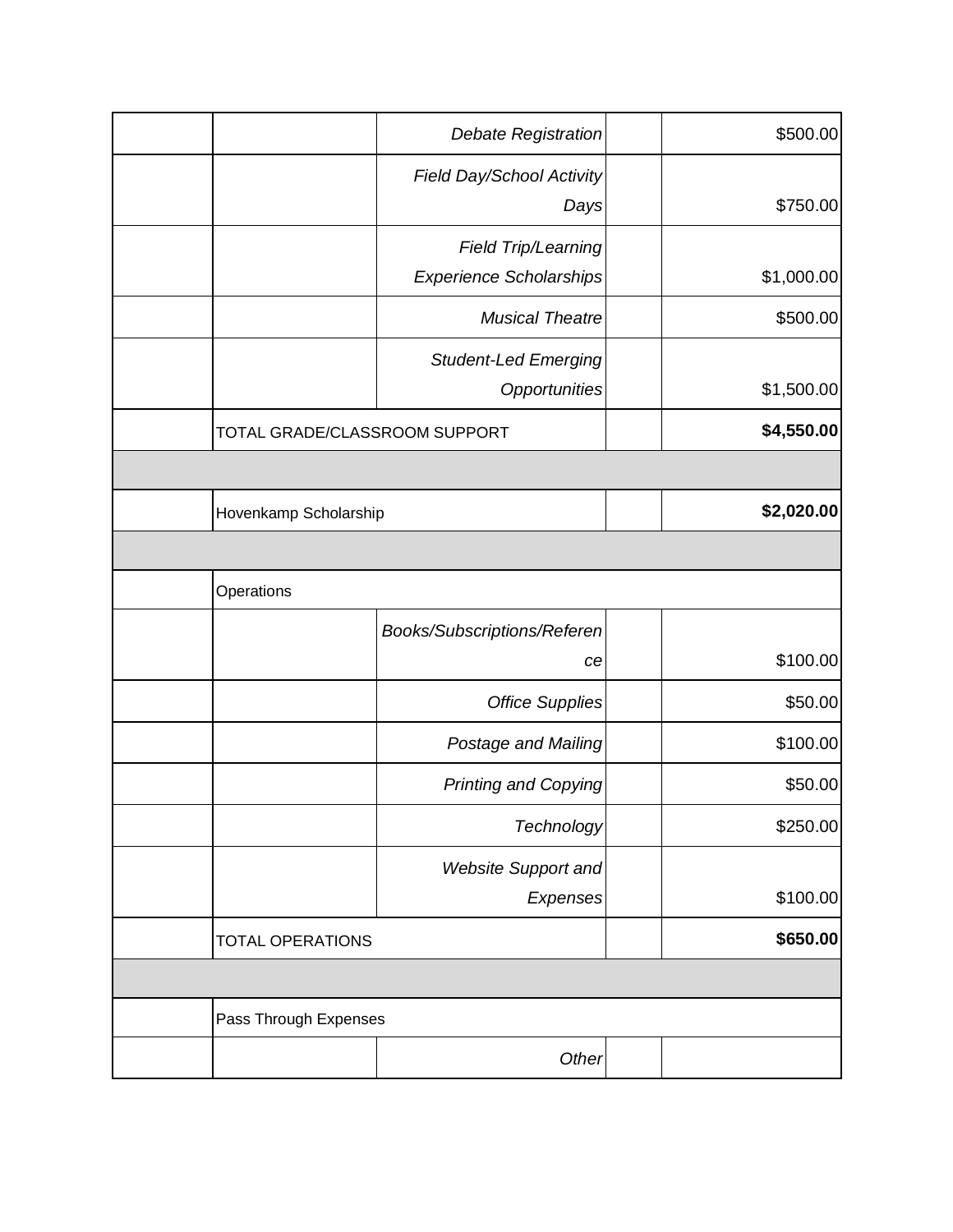| | | | | |
|---|---|---|---|---|
| | | *Debate Registration* | | $500.00 |
| | | *Field Day/School Activity Days* | | $750.00 |
| | | *Field Trip/Learning Experience Scholarships* | | $1,000.00 |
| | | *Musical Theatre* | | $500.00 |
| | | *Student-Led Emerging Opportunities* | | $1,500.00 |
| | TOTAL GRADE/CLASSROOM SUPPORT | | | **$4,550.00** |
| | | | | |
| | Hovenkamp Scholarship | | | **$2,020.00** |
| | | | | |
| | Operations | | | |
| | | *Books/Subscriptions/Reference* | | $100.00 |
| | | *Office Supplies* | | $50.00 |
| | | *Postage and Mailing* | | $100.00 |
| | | *Printing and Copying* | | $50.00 |
| | | *Technology* | | $250.00 |
| | | *Website Support and Expenses* | | $100.00 |
| | TOTAL OPERATIONS | | | **$650.00** |
| | | | | |
| | Pass Through Expenses | | | |
| | | *Other* | | |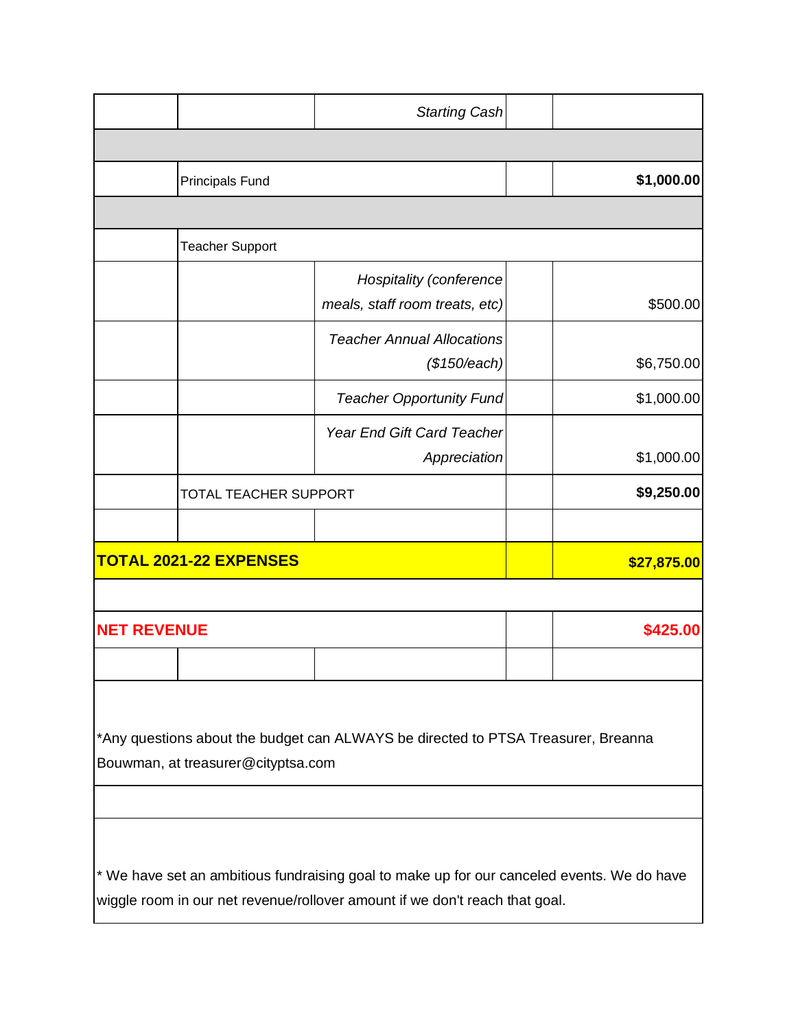| | | | | |
|---|---|---|---|---|
| | | *Starting Cash* | | |
| | | | | |
| | Principals Fund | | | **$1,000.00** |
| | | | | |
| | Teacher Support | | | |
| | | *Hospitality (conference meals, staff room treats, etc)* | | $500.00 |
| | | *Teacher Annual Allocations ($150/each)* | | $6,750.00 |
| | | *Teacher Opportunity Fund* | | $1,000.00 |
| | | *Year End Gift Card Teacher Appreciation* | | $1,000.00 |
| | TOTAL TEACHER SUPPORT | | | **$9,250.00** |
| | | | | |
| **TOTAL 2021-22 EXPENSES** | | | | **$27,875.00** |
| | | | | |
| **NET REVENUE** | | | | **$425.00** |
| | | | | |

*Any questions about the budget can ALWAYS be directed to PTSA Treasurer, Breanna Bouwman, at treasurer@cityptsa.com

* We have set an ambitious fundraising goal to make up for our canceled events. We do have wiggle room in our net revenue/rollover amount if we don't reach that goal.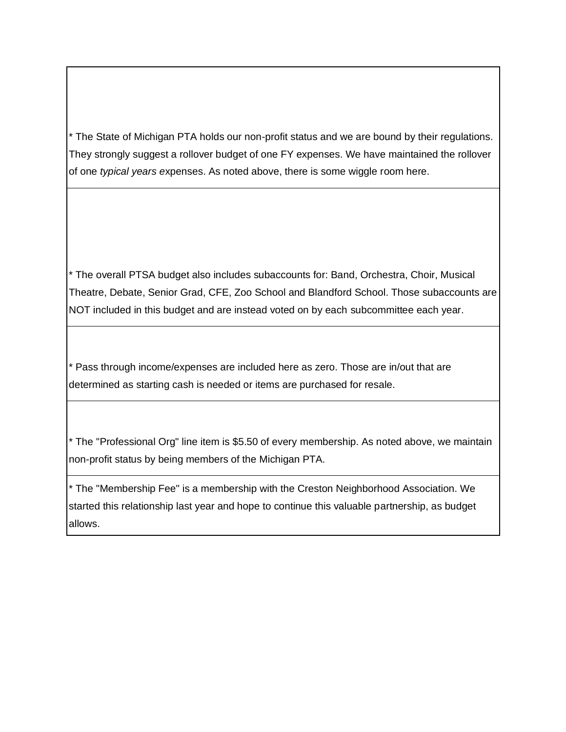* The State of Michigan PTA holds our non-profit status and we are bound by their regulations. They strongly suggest a rollover budget of one FY expenses. We have maintained the rollover of one *typical years e*xpenses. As noted above, there is some wiggle room here.

* The overall PTSA budget also includes subaccounts for: Band, Orchestra, Choir, Musical Theatre, Debate, Senior Grad, CFE, Zoo School and Blandford School. Those subaccounts are NOT included in this budget and are instead voted on by each subcommittee each year.

* Pass through income/expenses are included here as zero. Those are in/out that are determined as starting cash is needed or items are purchased for resale.

* The "Professional Org" line item is $5.50 of every membership. As noted above, we maintain non-profit status by being members of the Michigan PTA.

* The "Membership Fee" is a membership with the Creston Neighborhood Association. We started this relationship last year and hope to continue this valuable partnership, as budget allows.